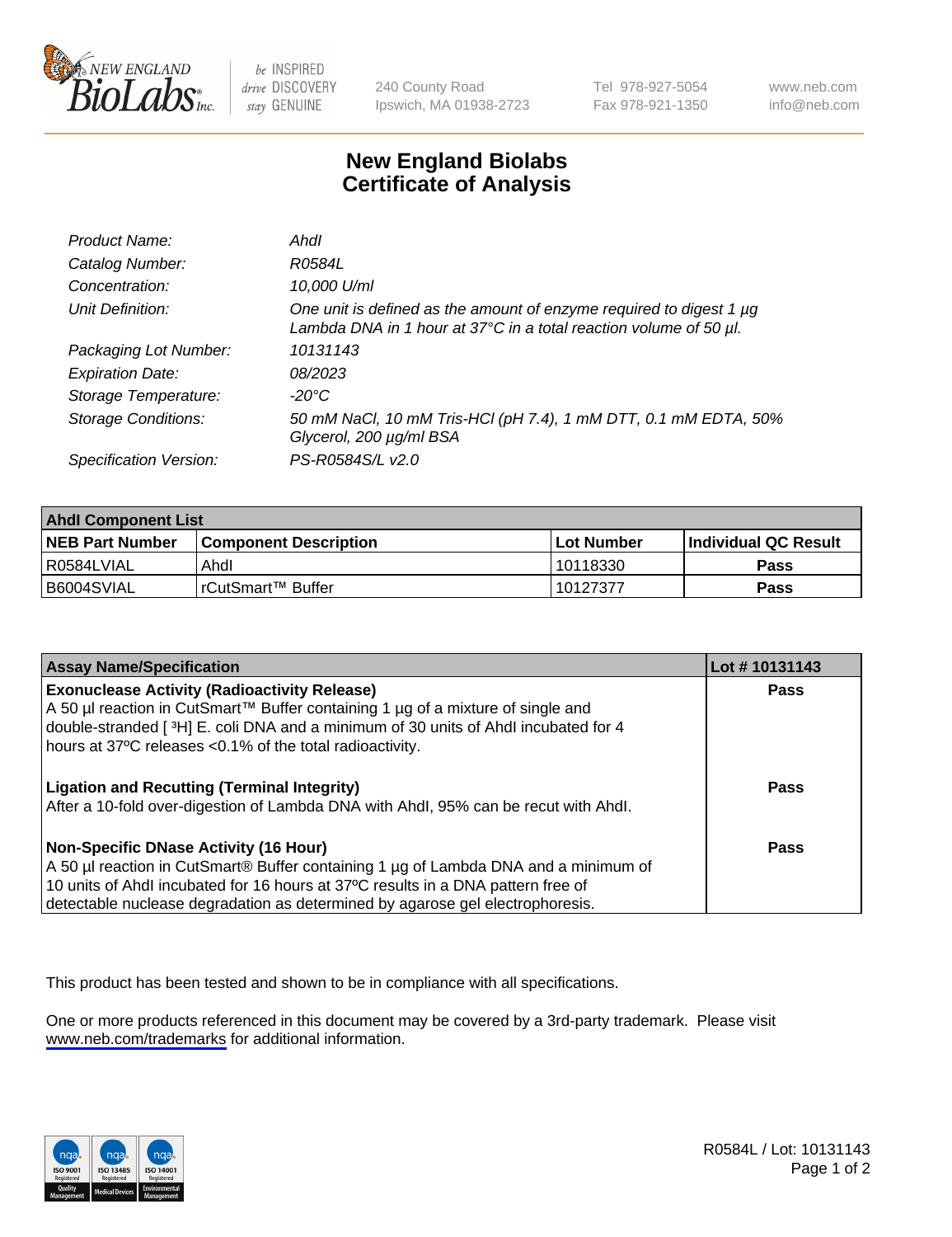# New England Biolabs Certificate of Analysis

| | |
|---|---|
| *Product Name:* | *AhdI* |
| *Catalog Number:* | *R0584L* |
| *Concentration:* | *10,000 U/ml* |
| *Unit Definition:* | *One unit is defined as the amount of enzyme required to digest 1 µg Lambda DNA in 1 hour at 37°C in a total reaction volume of 50 µl.* |
| *Packaging Lot Number:* | *10131143* |
| *Expiration Date:* | *08/2023* |
| *Storage Temperature:* | *-20°C* |
| *Storage Conditions:* | *50 mM NaCl, 10 mM Tris-HCl (pH 7.4), 1 mM DTT, 0.1 mM EDTA, 50% Glycerol, 200 µg/ml BSA* |
| *Specification Version:* | *PS-R0584S/L v2.0* |

| **AhdI Component List** | | | |
|---|---|---|---|
| **NEB Part Number** | **Component Description** | **Lot Number** | **Individual QC Result** |
| R0584LVIAL | AhdI | 10118330 | **Pass** |
| B6004SVIAL | rCutSmart™ Buffer | 10127377 | **Pass** |

| **Assay Name/Specification** | **Lot # 10131143** |
|---|---|
| **Exonuclease Activity (Radioactivity Release)**<br>A 50 µl reaction in CutSmart™ Buffer containing 1 µg of a mixture of single and double-stranded [ $^3$H] E. coli DNA and a minimum of 30 units of AhdI incubated for 4 hours at 37ºC releases <0.1% of the total radioactivity. | **Pass** |
| **Ligation and Recutting (Terminal Integrity)**<br>After a 10-fold over-digestion of Lambda DNA with AhdI, 95% can be recut with AhdI. | **Pass** |
| **Non-Specific DNase Activity (16 Hour)**<br>A 50 µl reaction in CutSmart® Buffer containing 1 µg of Lambda DNA and a minimum of 10 units of AhdI incubated for 16 hours at 37ºC results in a DNA pattern free of detectable nuclease degradation as determined by agarose gel electrophoresis. | **Pass** |

This product has been tested and shown to be in compliance with all specifications.

One or more products referenced in this document may be covered by a 3rd-party trademark. Please visit www.neb.com/trademarks for additional information.

R0584L / Lot: 10131143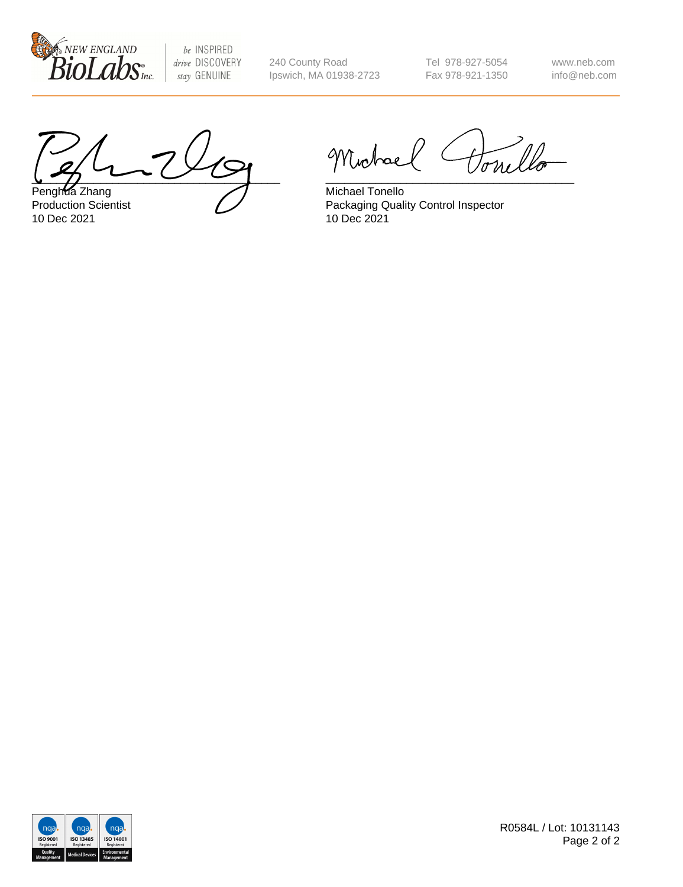be INSPIRED
drive DISCOVERY
stay GENUINE

240 County Road
Ipswich, MA 01938-2723

Tel 978-927-5054
Fax 978-921-1350

www.neb.com
info@neb.com

Penghua Zhang
Production Scientist
10 Dec 2021

Michael Tonello
Packaging Quality Control Inspector
10 Dec 2021

R0584L / Lot: 10131143